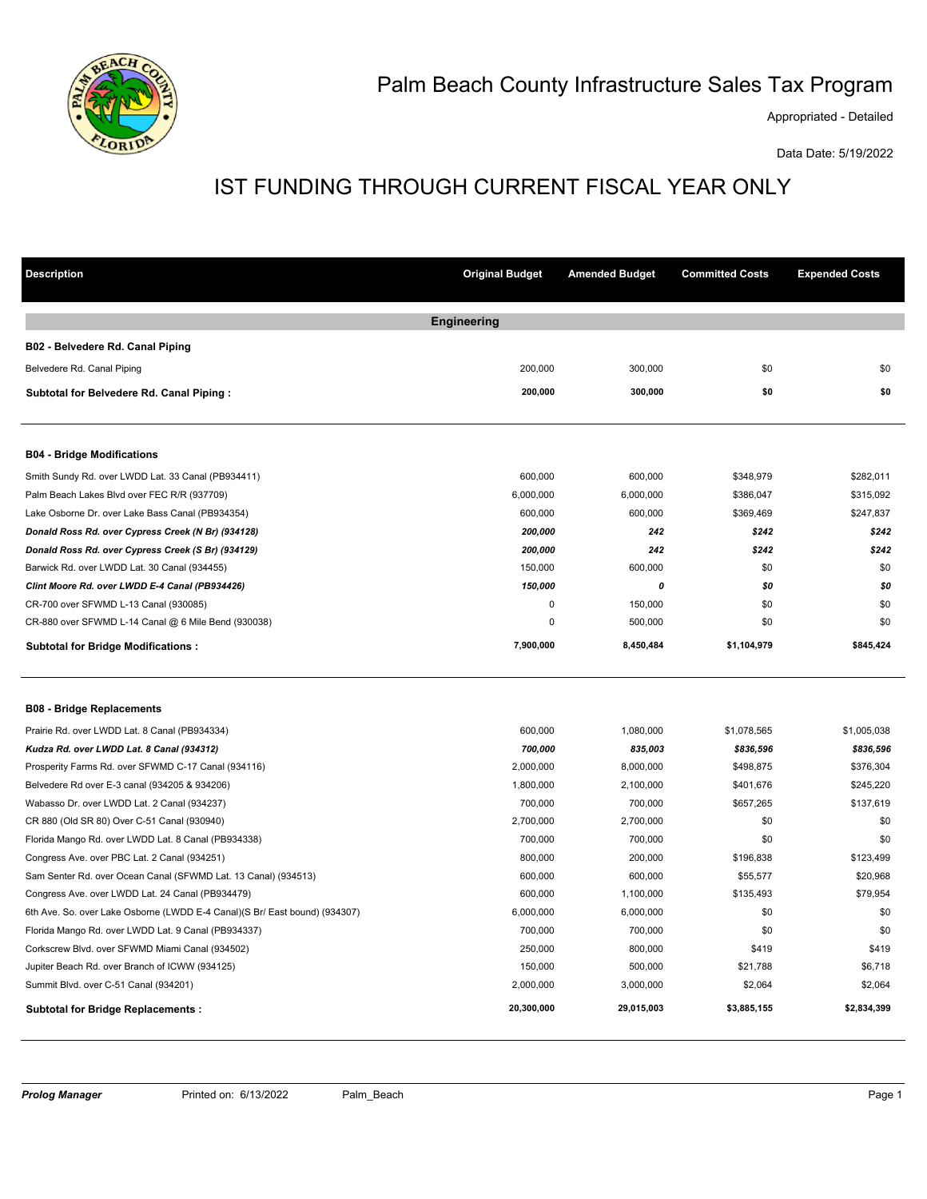# Palm Beach County Infrastructure Sales Tax Program

Appropriated - Detailed

Data Date: 5/19/2022

## IST FUNDING THROUGH CURRENT FISCAL YEAR ONLY

| Description | Original Budget | Amended Budget | Committed Costs | Expended Costs |
|---|---|---|---|---|
| **Engineering** | | | | |
| **B02 - Belvedere Rd. Canal Piping** | | | | |
| Belvedere Rd. Canal Piping | 200,000 | 300,000 | $0 | $0 |
| **Subtotal for Belvedere Rd. Canal Piping :** | **200,000** | **300,000** | **$0** | **$0** |
| **B04 - Bridge Modifications** | | | | |
| Smith Sundy Rd. over LWDD Lat. 33 Canal (PB934411) | 600,000 | 600,000 | $348,979 | $282,011 |
| Palm Beach Lakes Blvd over FEC R/R (937709) | 6,000,000 | 6,000,000 | $386,047 | $315,092 |
| Lake Osborne Dr. over Lake Bass Canal (PB934354) | 600,000 | 600,000 | $369,469 | $247,837 |
| ***Donald Ross Rd. over Cypress Creek (N Br) (934128)*** | ***200,000*** | ***242*** | ***$242*** | ***$242*** |
| ***Donald Ross Rd. over Cypress Creek (S Br) (934129)*** | ***200,000*** | ***242*** | ***$242*** | ***$242*** |
| Barwick Rd. over LWDD Lat. 30 Canal (934455) | 150,000 | 600,000 | $0 | $0 |
| ***Clint Moore Rd. over LWDD E-4 Canal (PB934426)*** | ***150,000*** | ***0*** | ***$0*** | ***$0*** |
| CR-700 over SFWMD L-13 Canal (930085) | 0 | 150,000 | $0 | $0 |
| CR-880 over SFWMD L-14 Canal @ 6 Mile Bend (930038) | 0 | 500,000 | $0 | $0 |
| **Subtotal for Bridge Modifications :** | **7,900,000** | **8,450,484** | **$1,104,979** | **$845,424** |
| **B08 - Bridge Replacements** | | | | |
| Prairie Rd. over LWDD Lat. 8 Canal (PB934334) | 600,000 | 1,080,000 | $1,078,565 | $1,005,038 |
| ***Kudza Rd. over LWDD Lat. 8 Canal (934312)*** | ***700,000*** | ***835,003*** | ***$836,596*** | ***$836,596*** |
| Prosperity Farms Rd. over SFWMD C-17 Canal (934116) | 2,000,000 | 8,000,000 | $498,875 | $376,304 |
| Belvedere Rd over E-3 canal (934205 & 934206) | 1,800,000 | 2,100,000 | $401,676 | $245,220 |
| Wabasso Dr. over LWDD Lat. 2 Canal (934237) | 700,000 | 700,000 | $657,265 | $137,619 |
| CR 880 (Old SR 80) Over C-51 Canal (930940) | 2,700,000 | 2,700,000 | $0 | $0 |
| Florida Mango Rd. over LWDD Lat. 8 Canal (PB934338) | 700,000 | 700,000 | $0 | $0 |
| Congress Ave. over PBC Lat. 2 Canal (934251) | 800,000 | 200,000 | $196,838 | $123,499 |
| Sam Senter Rd. over Ocean Canal (SFWMD Lat. 13 Canal) (934513) | 600,000 | 600,000 | $55,577 | $20,968 |
| Congress Ave. over LWDD Lat. 24 Canal (PB934479) | 600,000 | 1,100,000 | $135,493 | $79,954 |
| 6th Ave. So. over Lake Osborne (LWDD E-4 Canal)(S Br/ East bound) (934307) | 6,000,000 | 6,000,000 | $0 | $0 |
| Florida Mango Rd. over LWDD Lat. 9 Canal (PB934337) | 700,000 | 700,000 | $0 | $0 |
| Corkscrew Blvd. over SFWMD Miami Canal (934502) | 250,000 | 800,000 | $419 | $419 |
| Jupiter Beach Rd. over Branch of ICWW (934125) | 150,000 | 500,000 | $21,788 | $6,718 |
| Summit Blvd. over C-51 Canal (934201) | 2,000,000 | 3,000,000 | $2,064 | $2,064 |
| **Subtotal for Bridge Replacements :** | **20,300,000** | **29,015,003** | **$3,885,155** | **$2,834,399** |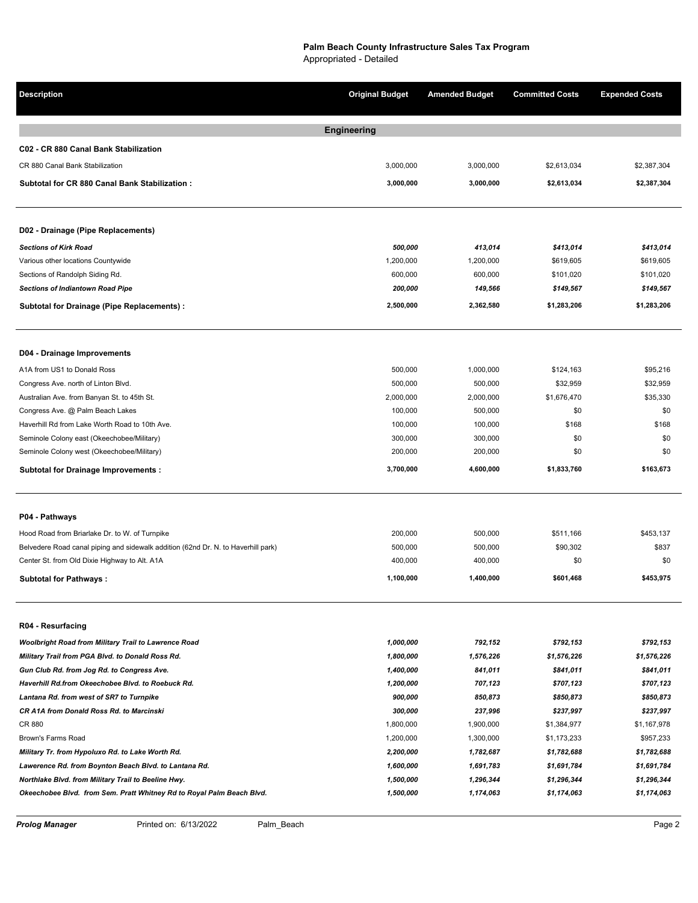**Palm Beach County Infrastructure Sales Tax Program**
Appropriated - Detailed

| Description | Original Budget | Amended Budget | Committed Costs | Expended Costs |
|---|---|---|---|---|
| **Engineering** | | | | |
| **C02 - CR 880 Canal Bank Stabilization** | | | | |
| CR 880 Canal Bank Stabilization | 3,000,000 | 3,000,000 | $2,613,034 | $2,387,304 |
| **Subtotal for CR 880 Canal Bank Stabilization :** | **3,000,000** | **3,000,000** | **$2,613,034** | **$2,387,304** |
| **D02 - Drainage (Pipe Replacements)** | | | | |
| ***Sections of Kirk Road*** | ***500,000*** | ***413,014*** | ***$413,014*** | ***$413,014*** |
| Various other locations Countywide | 1,200,000 | 1,200,000 | $619,605 | $619,605 |
| Sections of Randolph Siding Rd. | 600,000 | 600,000 | $101,020 | $101,020 |
| ***Sections of Indiantown Road Pipe*** | ***200,000*** | ***149,566*** | ***$149,567*** | ***$149,567*** |
| **Subtotal for Drainage (Pipe Replacements) :** | **2,500,000** | **2,362,580** | **$1,283,206** | **$1,283,206** |
| **D04 - Drainage Improvements** | | | | |
| A1A from US1 to Donald Ross | 500,000 | 1,000,000 | $124,163 | $95,216 |
| Congress Ave. north of Linton Blvd. | 500,000 | 500,000 | $32,959 | $32,959 |
| Australian Ave. from Banyan St. to 45th St. | 2,000,000 | 2,000,000 | $1,676,470 | $35,330 |
| Congress Ave. @ Palm Beach Lakes | 100,000 | 500,000 | $0 | $0 |
| Haverhill Rd from Lake Worth Road to 10th Ave. | 100,000 | 100,000 | $168 | $168 |
| Seminole Colony east (Okeechobee/Military) | 300,000 | 300,000 | $0 | $0 |
| Seminole Colony west (Okeechobee/Military) | 200,000 | 200,000 | $0 | $0 |
| **Subtotal for Drainage Improvements :** | **3,700,000** | **4,600,000** | **$1,833,760** | **$163,673** |
| **P04 - Pathways** | | | | |
| Hood Road from Briarlake Dr. to W. of Turnpike | 200,000 | 500,000 | $511,166 | $453,137 |
| Belvedere Road canal piping and sidewalk addition (62nd Dr. N. to Haverhill park) | 500,000 | 500,000 | $90,302 | $837 |
| Center St. from Old Dixie Highway to Alt. A1A | 400,000 | 400,000 | $0 | $0 |
| **Subtotal for Pathways :** | **1,100,000** | **1,400,000** | **$601,468** | **$453,975** |
| **R04 - Resurfacing** | | | | |
| ***Woolbright Road from Military Trail to Lawrence Road*** | ***1,000,000*** | ***792,152*** | ***$792,153*** | ***$792,153*** |
| ***Military Trail from PGA Blvd. to Donald Ross Rd.*** | ***1,800,000*** | ***1,576,226*** | ***$1,576,226*** | ***$1,576,226*** |
| ***Gun Club Rd. from Jog Rd. to Congress Ave.*** | ***1,400,000*** | ***841,011*** | ***$841,011*** | ***$841,011*** |
| ***Haverhill Rd.from Okeechobee Blvd. to Roebuck Rd.*** | ***1,200,000*** | ***707,123*** | ***$707,123*** | ***$707,123*** |
| ***Lantana Rd. from west of SR7 to Turnpike*** | ***900,000*** | ***850,873*** | ***$850,873*** | ***$850,873*** |
| ***CR A1A from Donald Ross Rd. to Marcinski*** | ***300,000*** | ***237,996*** | ***$237,997*** | ***$237,997*** |
| CR 880 | 1,800,000 | 1,900,000 | $1,384,977 | $1,167,978 |
| Brown's Farms Road | 1,200,000 | 1,300,000 | $1,173,233 | $957,233 |
| ***Military Tr. from Hypoluxo Rd. to Lake Worth Rd.*** | ***2,200,000*** | ***1,782,687*** | ***$1,782,688*** | ***$1,782,688*** |
| ***Lawerence Rd. from Boynton Beach Blvd. to Lantana Rd.*** | ***1,600,000*** | ***1,691,783*** | ***$1,691,784*** | ***$1,691,784*** |
| ***Northlake Blvd. from Military Trail to Beeline Hwy.*** | ***1,500,000*** | ***1,296,344*** | ***$1,296,344*** | ***$1,296,344*** |
| ***Okeechobee Blvd. from Sem. Pratt Whitney Rd to Royal Palm Beach Blvd.*** | ***1,500,000*** | ***1,174,063*** | ***$1,174,063*** | ***$1,174,063*** |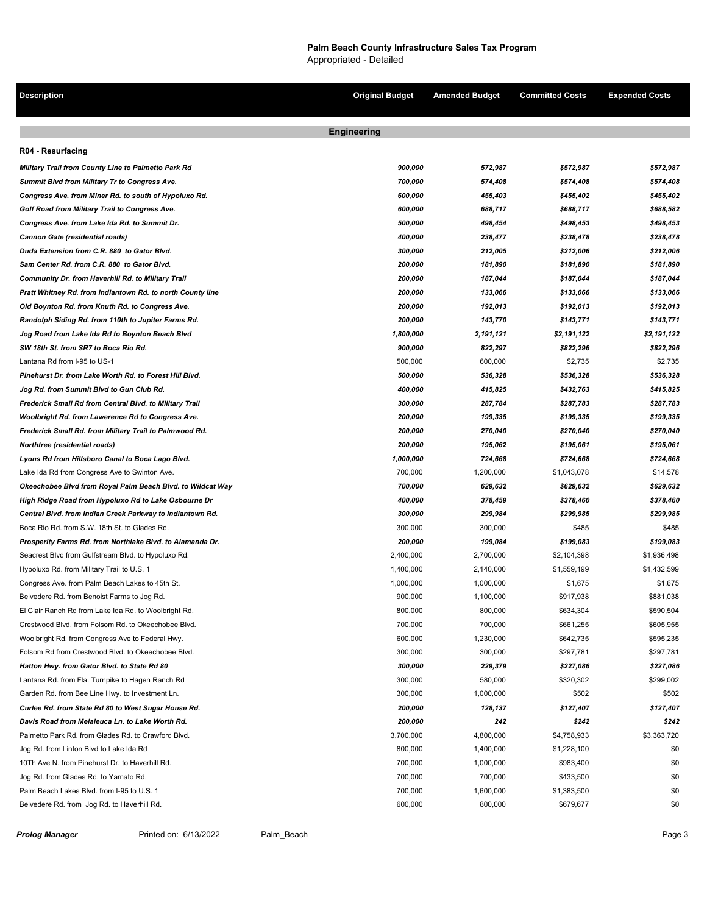**Palm Beach County Infrastructure Sales Tax Program**
Appropriated - Detailed

| Description | Original Budget | Amended Budget | Committed Costs | Expended Costs |
|---|---|---|---|---|
| **Engineering** | | | | |
| **R04 - Resurfacing** | | | | |
| ***Military Trail from County Line to Palmetto Park Rd*** | ***900,000*** | ***572,987*** | ***$572,987*** | ***$572,987*** |
| ***Summit Blvd from Military Tr to Congress Ave.*** | ***700,000*** | ***574,408*** | ***$574,408*** | ***$574,408*** |
| ***Congress Ave. from Miner Rd. to south of Hypoluxo Rd.*** | ***600,000*** | ***455,403*** | ***$455,402*** | ***$455,402*** |
| ***Golf Road from Military Trail to Congress Ave.*** | ***600,000*** | ***688,717*** | ***$688,717*** | ***$688,582*** |
| ***Congress Ave. from Lake Ida Rd. to Summit Dr.*** | ***500,000*** | ***498,454*** | ***$498,453*** | ***$498,453*** |
| ***Cannon Gate (residential roads)*** | ***400,000*** | ***238,477*** | ***$238,478*** | ***$238,478*** |
| ***Duda Extension from C.R. 880 to Gator Blvd.*** | ***300,000*** | ***212,005*** | ***$212,006*** | ***$212,006*** |
| ***Sam Center Rd. from C.R. 880 to Gator Blvd.*** | ***200,000*** | ***181,890*** | ***$181,890*** | ***$181,890*** |
| ***Community Dr. from Haverhill Rd. to Military Trail*** | ***200,000*** | ***187,044*** | ***$187,044*** | ***$187,044*** |
| ***Pratt Whitney Rd. from Indiantown Rd. to north County line*** | ***200,000*** | ***133,066*** | ***$133,066*** | ***$133,066*** |
| ***Old Boynton Rd. from Knuth Rd. to Congress Ave.*** | ***200,000*** | ***192,013*** | ***$192,013*** | ***$192,013*** |
| ***Randolph Siding Rd. from 110th to Jupiter Farms Rd.*** | ***200,000*** | ***143,770*** | ***$143,771*** | ***$143,771*** |
| ***Jog Road from Lake Ida Rd to Boynton Beach Blvd*** | ***1,800,000*** | ***2,191,121*** | ***$2,191,122*** | ***$2,191,122*** |
| ***SW 18th St. from SR7 to Boca Rio Rd.*** | ***900,000*** | ***822,297*** | ***$822,296*** | ***$822,296*** |
| Lantana Rd from I-95 to US-1 | 500,000 | 600,000 | $2,735 | $2,735 |
| ***Pinehurst Dr. from Lake Worth Rd. to Forest Hill Blvd.*** | ***500,000*** | ***536,328*** | ***$536,328*** | ***$536,328*** |
| ***Jog Rd. from Summit Blvd to Gun Club Rd.*** | ***400,000*** | ***415,825*** | ***$432,763*** | ***$415,825*** |
| ***Frederick Small Rd from Central Blvd. to Military Trail*** | ***300,000*** | ***287,784*** | ***$287,783*** | ***$287,783*** |
| ***Woolbright Rd. from Lawerence Rd to Congress Ave.*** | ***200,000*** | ***199,335*** | ***$199,335*** | ***$199,335*** |
| ***Frederick Small Rd. from Military Trail to Palmwood Rd.*** | ***200,000*** | ***270,040*** | ***$270,040*** | ***$270,040*** |
| ***Northtree (residential roads)*** | ***200,000*** | ***195,062*** | ***$195,061*** | ***$195,061*** |
| ***Lyons Rd from Hillsboro Canal to Boca Lago Blvd.*** | ***1,000,000*** | ***724,668*** | ***$724,668*** | ***$724,668*** |
| Lake Ida Rd from Congress Ave to Swinton Ave. | 700,000 | 1,200,000 | $1,043,078 | $14,578 |
| ***Okeechobee Blvd from Royal Palm Beach Blvd. to Wildcat Way*** | ***700,000*** | ***629,632*** | ***$629,632*** | ***$629,632*** |
| ***High Ridge Road from Hypoluxo Rd to Lake Osbourne Dr*** | ***400,000*** | ***378,459*** | ***$378,460*** | ***$378,460*** |
| ***Central Blvd. from Indian Creek Parkway to Indiantown Rd.*** | ***300,000*** | ***299,984*** | ***$299,985*** | ***$299,985*** |
| Boca Rio Rd. from S.W. 18th St. to Glades Rd. | 300,000 | 300,000 | $485 | $485 |
| ***Prosperity Farms Rd. from Northlake Blvd. to Alamanda Dr.*** | ***200,000*** | ***199,084*** | ***$199,083*** | ***$199,083*** |
| Seacrest Blvd from Gulfstream Blvd. to Hypoluxo Rd. | 2,400,000 | 2,700,000 | $2,104,398 | $1,936,498 |
| Hypoluxo Rd. from Military Trail to U.S. 1 | 1,400,000 | 2,140,000 | $1,559,199 | $1,432,599 |
| Congress Ave. from Palm Beach Lakes to 45th St. | 1,000,000 | 1,000,000 | $1,675 | $1,675 |
| Belvedere Rd. from Benoist Farms to Jog Rd. | 900,000 | 1,100,000 | $917,938 | $881,038 |
| El Clair Ranch Rd from Lake Ida Rd. to Woolbright Rd. | 800,000 | 800,000 | $634,304 | $590,504 |
| Crestwood Blvd. from Folsom Rd. to Okeechobee Blvd. | 700,000 | 700,000 | $661,255 | $605,955 |
| Woolbright Rd. from Congress Ave to Federal Hwy. | 600,000 | 1,230,000 | $642,735 | $595,235 |
| Folsom Rd from Crestwood Blvd. to Okeechobee Blvd. | 300,000 | 300,000 | $297,781 | $297,781 |
| ***Hatton Hwy. from Gator Blvd. to State Rd 80*** | ***300,000*** | ***229,379*** | ***$227,086*** | ***$227,086*** |
| Lantana Rd. from Fla. Turnpike to Hagen Ranch Rd | 300,000 | 580,000 | $320,302 | $299,002 |
| Garden Rd. from Bee Line Hwy. to Investment Ln. | 300,000 | 1,000,000 | $502 | $502 |
| ***Curlee Rd. from State Rd 80 to West Sugar House Rd.*** | ***200,000*** | ***128,137*** | ***$127,407*** | ***$127,407*** |
| ***Davis Road from Melaleuca Ln. to Lake Worth Rd.*** | ***200,000*** | ***242*** | ***$242*** | ***$242*** |
| Palmetto Park Rd. from Glades Rd. to Crawford Blvd. | 3,700,000 | 4,800,000 | $4,758,933 | $3,363,720 |
| Jog Rd. from Linton Blvd to Lake Ida Rd | 800,000 | 1,400,000 | $1,228,100 | $0 |
| 10Th Ave N. from Pinehurst Dr. to Haverhill Rd. | 700,000 | 1,000,000 | $983,400 | $0 |
| Jog Rd. from Glades Rd. to Yamato Rd. | 700,000 | 700,000 | $433,500 | $0 |
| Palm Beach Lakes Blvd. from I-95 to U.S. 1 | 700,000 | 1,600,000 | $1,383,500 | $0 |
| Belvedere Rd. from Jog Rd. to Haverhill Rd. | 600,000 | 800,000 | $679,677 | $0 |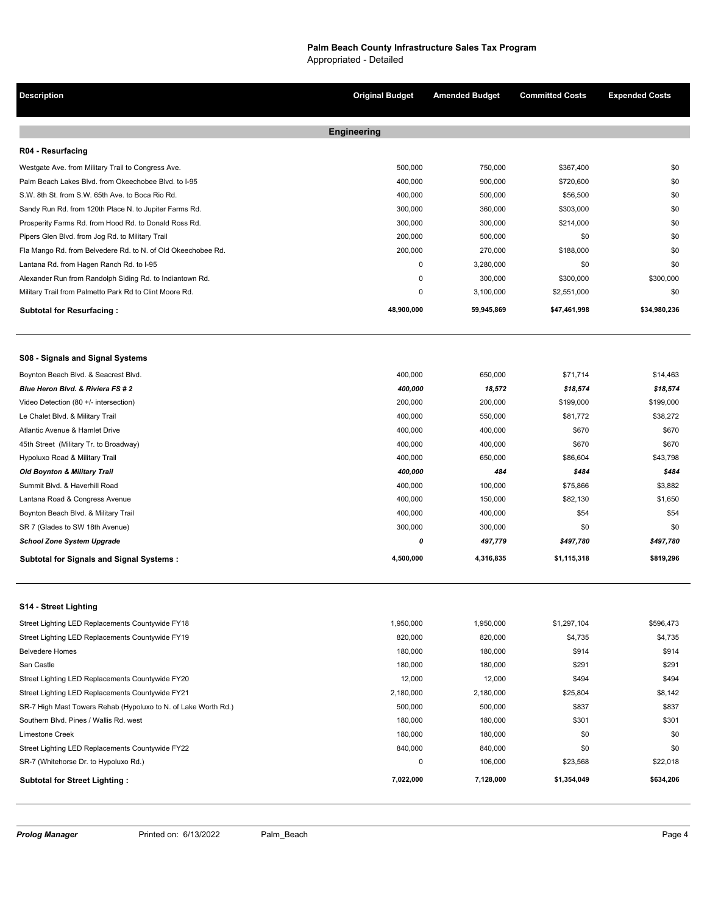**Palm Beach County Infrastructure Sales Tax Program**
Appropriated - Detailed

| Description | Original Budget | Amended Budget | Committed Costs | Expended Costs |
|---|---|---|---|---|
| **Engineering** | | | | |
| **R04 - Resurfacing** | | | | |
| Westgate Ave. from Military Trail to Congress Ave. | 500,000 | 750,000 | $367,400 | $0 |
| Palm Beach Lakes Blvd. from Okeechobee Blvd. to I-95 | 400,000 | 900,000 | $720,600 | $0 |
| S.W. 8th St. from S.W. 65th Ave. to Boca Rio Rd. | 400,000 | 500,000 | $56,500 | $0 |
| Sandy Run Rd. from 120th Place N. to Jupiter Farms Rd. | 300,000 | 360,000 | $303,000 | $0 |
| Prosperity Farms Rd. from Hood Rd. to Donald Ross Rd. | 300,000 | 300,000 | $214,000 | $0 |
| Pipers Glen Blvd. from Jog Rd. to Military Trail | 200,000 | 500,000 | $0 | $0 |
| Fla Mango Rd. from Belvedere Rd. to N. of Old Okeechobee Rd. | 200,000 | 270,000 | $188,000 | $0 |
| Lantana Rd. from Hagen Ranch Rd. to I-95 | 0 | 3,280,000 | $0 | $0 |
| Alexander Run from Randolph Siding Rd. to Indiantown Rd. | 0 | 300,000 | $300,000 | $300,000 |
| Military Trail from Palmetto Park Rd to Clint Moore Rd. | 0 | 3,100,000 | $2,551,000 | $0 |
| **Subtotal for Resurfacing :** | **48,900,000** | **59,945,869** | **$47,461,998** | **$34,980,236** |
| **S08 - Signals and Signal Systems** | | | | |
| Boynton Beach Blvd. & Seacrest Blvd. | 400,000 | 650,000 | $71,714 | $14,463 |
| ***Blue Heron Blvd. & Riviera FS # 2*** | ***400,000*** | ***18,572*** | ***$18,574*** | ***$18,574*** |
| Video Detection (80 +/- intersection) | 200,000 | 200,000 | $199,000 | $199,000 |
| Le Chalet Blvd. & Military Trail | 400,000 | 550,000 | $81,772 | $38,272 |
| Atlantic Avenue & Hamlet Drive | 400,000 | 400,000 | $670 | $670 |
| 45th Street (Military Tr. to Broadway) | 400,000 | 400,000 | $670 | $670 |
| Hypoluxo Road & Military Trail | 400,000 | 650,000 | $86,604 | $43,798 |
| ***Old Boynton & Military Trail*** | ***400,000*** | ***484*** | ***$484*** | ***$484*** |
| Summit Blvd. & Haverhill Road | 400,000 | 100,000 | $75,866 | $3,882 |
| Lantana Road & Congress Avenue | 400,000 | 150,000 | $82,130 | $1,650 |
| Boynton Beach Blvd. & Military Trail | 400,000 | 400,000 | $54 | $54 |
| SR 7 (Glades to SW 18th Avenue) | 300,000 | 300,000 | $0 | $0 |
| ***School Zone System Upgrade*** | ***0*** | ***497,779*** | ***$497,780*** | ***$497,780*** |
| **Subtotal for Signals and Signal Systems :** | **4,500,000** | **4,316,835** | **$1,115,318** | **$819,296** |
| **S14 - Street Lighting** | | | | |
| Street Lighting LED Replacements Countywide FY18 | 1,950,000 | 1,950,000 | $1,297,104 | $596,473 |
| Street Lighting LED Replacements Countywide FY19 | 820,000 | 820,000 | $4,735 | $4,735 |
| Belvedere Homes | 180,000 | 180,000 | $914 | $914 |
| San Castle | 180,000 | 180,000 | $291 | $291 |
| Street Lighting LED Replacements Countywide FY20 | 12,000 | 12,000 | $494 | $494 |
| Street Lighting LED Replacements Countywide FY21 | 2,180,000 | 2,180,000 | $25,804 | $8,142 |
| SR-7 High Mast Towers Rehab (Hypoluxo to N. of Lake Worth Rd.) | 500,000 | 500,000 | $837 | $837 |
| Southern Blvd. Pines / Wallis Rd. west | 180,000 | 180,000 | $301 | $301 |
| Limestone Creek | 180,000 | 180,000 | $0 | $0 |
| Street Lighting LED Replacements Countywide FY22 | 840,000 | 840,000 | $0 | $0 |
| SR-7 (Whitehorse Dr. to Hypoluxo Rd.) | 0 | 106,000 | $23,568 | $22,018 |
| **Subtotal for Street Lighting :** | **7,022,000** | **7,128,000** | **$1,354,049** | **$634,206** |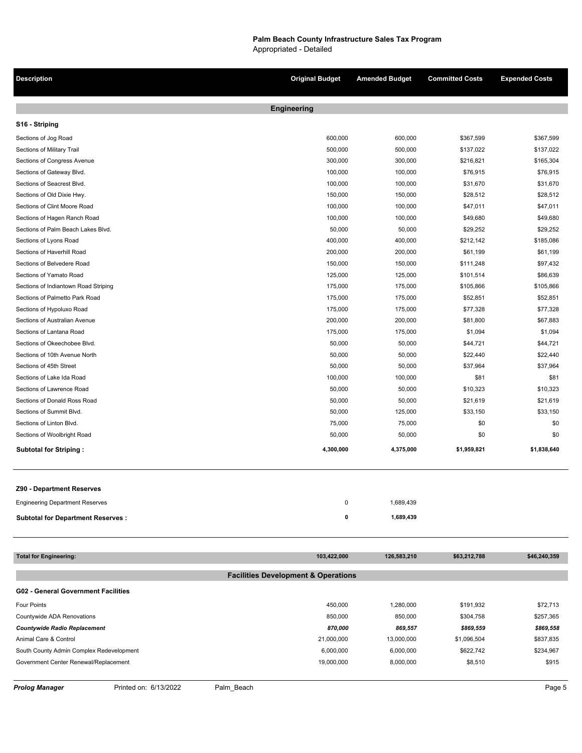**Palm Beach County Infrastructure Sales Tax Program**
Appropriated - Detailed

| Description | Original Budget | Amended Budget | Committed Costs | Expended Costs |
|---|---|---|---|---|
| **Engineering** | | | | |
| **S16 - Striping** | | | | |
| Sections of Jog Road | 600,000 | 600,000 | $367,599 | $367,599 |
| Sections of Military Trail | 500,000 | 500,000 | $137,022 | $137,022 |
| Sections of Congress Avenue | 300,000 | 300,000 | $216,821 | $165,304 |
| Sections of Gateway Blvd. | 100,000 | 100,000 | $76,915 | $76,915 |
| Sections of Seacrest Blvd. | 100,000 | 100,000 | $31,670 | $31,670 |
| Sections of Old Dixie Hwy. | 150,000 | 150,000 | $28,512 | $28,512 |
| Sections of Clint Moore Road | 100,000 | 100,000 | $47,011 | $47,011 |
| Sections of Hagen Ranch Road | 100,000 | 100,000 | $49,680 | $49,680 |
| Sections of Palm Beach Lakes Blvd. | 50,000 | 50,000 | $29,252 | $29,252 |
| Sections of Lyons Road | 400,000 | 400,000 | $212,142 | $185,086 |
| Sections of Haverhill Road | 200,000 | 200,000 | $61,199 | $61,199 |
| Sections of Belvedere Road | 150,000 | 150,000 | $111,248 | $97,432 |
| Sections of Yamato Road | 125,000 | 125,000 | $101,514 | $86,639 |
| Sections of Indiantown Road Striping | 175,000 | 175,000 | $105,866 | $105,866 |
| Sections of Palmetto Park Road | 175,000 | 175,000 | $52,851 | $52,851 |
| Sections of Hypoluxo Road | 175,000 | 175,000 | $77,328 | $77,328 |
| Sections of Australian Avenue | 200,000 | 200,000 | $81,800 | $67,883 |
| Sections of Lantana Road | 175,000 | 175,000 | $1,094 | $1,094 |
| Sections of Okeechobee Blvd. | 50,000 | 50,000 | $44,721 | $44,721 |
| Sections of 10th Avenue North | 50,000 | 50,000 | $22,440 | $22,440 |
| Sections of 45th Street | 50,000 | 50,000 | $37,964 | $37,964 |
| Sections of Lake Ida Road | 100,000 | 100,000 | $81 | $81 |
| Sections of Lawrence Road | 50,000 | 50,000 | $10,323 | $10,323 |
| Sections of Donald Ross Road | 50,000 | 50,000 | $21,619 | $21,619 |
| Sections of Summit Blvd. | 50,000 | 125,000 | $33,150 | $33,150 |
| Sections of Linton Blvd. | 75,000 | 75,000 | $0 | $0 |
| Sections of Woolbright Road | 50,000 | 50,000 | $0 | $0 |
| **Subtotal for Striping :** | **4,300,000** | **4,375,000** | **$1,959,821** | **$1,838,640** |
| **Z90 - Department Reserves** | | | | |
| Engineering Department Reserves | 0 | 1,689,439 | | |
| **Subtotal for Department Reserves :** | **0** | **1,689,439** | | |
| **Total for Engineering:** | **103,422,000** | **126,583,210** | **$63,212,788** | **$46,240,359** |
| **Facilities Development & Operations** | | | | |
| **G02 - General Government Facilities** | | | | |
| Four Points | 450,000 | 1,280,000 | $191,932 | $72,713 |
| Countywide ADA Renovations | 850,000 | 850,000 | $304,758 | $257,365 |
| ***Countywide Radio Replacement*** | ***870,000*** | ***869,557*** | ***$869,559*** | ***$869,558*** |
| Animal Care & Control | 21,000,000 | 13,000,000 | $1,096,504 | $837,835 |
| South County Admin Complex Redevelopment | 6,000,000 | 6,000,000 | $622,742 | $234,967 |
| Government Center Renewal/Replacement | 19,000,000 | 8,000,000 | $8,510 | $915 |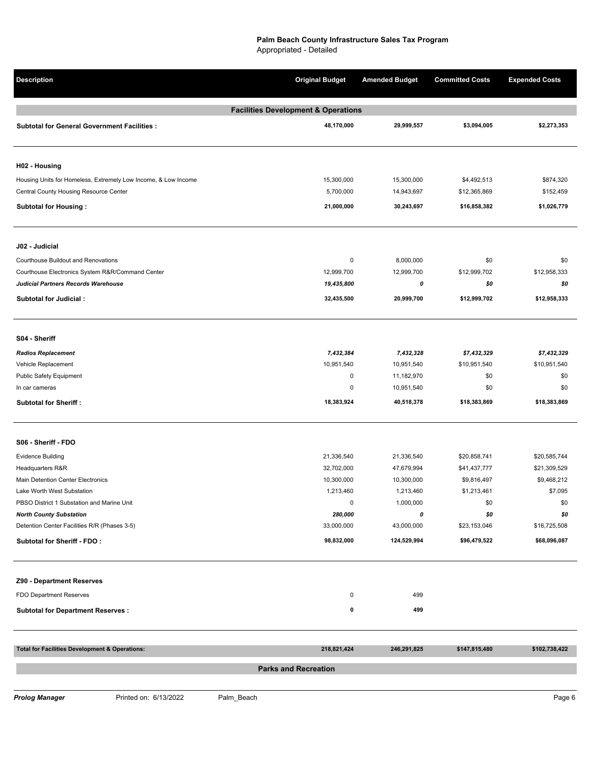**Palm Beach County Infrastructure Sales Tax Program**
Appropriated - Detailed

| Description | Original Budget | Amended Budget | Committed Costs | Expended Costs |
|---|---|---|---|---|
| **Facilities Development & Operations** | | | | |
| **Subtotal for General Government Facilities :** | **48,170,000** | **29,999,557** | **$3,094,005** | **$2,273,353** |
| **H02 - Housing** | | | | |
| Housing Units for Homeless, Extremely Low Income, & Low Income | 15,300,000 | 15,300,000 | $4,492,513 | $874,320 |
| Central County Housing Resource Center | 5,700,000 | 14,943,697 | $12,365,869 | $152,459 |
| **Subtotal for Housing :** | **21,000,000** | **30,243,697** | **$16,858,382** | **$1,026,779** |
| **J02 - Judicial** | | | | |
| Courthouse Buildout and Renovations | 0 | 8,000,000 | $0 | $0 |
| Courthouse Electronics System R&R/Command Center | 12,999,700 | 12,999,700 | $12,999,702 | $12,958,333 |
| ***Judicial Partners Records Warehouse*** | ***19,435,800*** | ***0*** | ***$0*** | ***$0*** |
| **Subtotal for Judicial :** | **32,435,500** | **20,999,700** | **$12,999,702** | **$12,958,333** |
| **S04 - Sheriff** | | | | |
| ***Radios Replacement*** | ***7,432,384*** | ***7,432,328*** | ***$7,432,329*** | ***$7,432,329*** |
| Vehicle Replacement | 10,951,540 | 10,951,540 | $10,951,540 | $10,951,540 |
| Public Safety Equipment | 0 | 11,182,970 | $0 | $0 |
| In car cameras | 0 | 10,951,540 | $0 | $0 |
| **Subtotal for Sheriff :** | **18,383,924** | **40,518,378** | **$18,383,869** | **$18,383,869** |
| **S06 - Sheriff - FDO** | | | | |
| Evidence Building | 21,336,540 | 21,336,540 | $20,858,741 | $20,585,744 |
| Headquarters R&R | 32,702,000 | 47,679,994 | $41,437,777 | $21,309,529 |
| Main Detention Center Electronics | 10,300,000 | 10,300,000 | $9,816,497 | $9,468,212 |
| Lake Worth West Substation | 1,213,460 | 1,213,460 | $1,213,461 | $7,095 |
| PBSO District 1 Substation and Marine Unit | 0 | 1,000,000 | $0 | $0 |
| ***North County Substation*** | ***280,000*** | ***0*** | ***$0*** | ***$0*** |
| Detention Center Facilities R/R (Phases 3-5) | 33,000,000 | 43,000,000 | $23,153,046 | $16,725,508 |
| **Subtotal for Sheriff - FDO :** | **98,832,000** | **124,529,994** | **$96,479,522** | **$68,096,087** |
| **Z90 - Department Reserves** | | | | |
| FDO Department Reserves | 0 | 499 | | |
| **Subtotal for Department Reserves :** | **0** | **499** | | |
| **Total for Facilities Development & Operations:** | **218,821,424** | **246,291,825** | **$147,815,480** | **$102,738,422** |
| **Parks and Recreation** | | | | |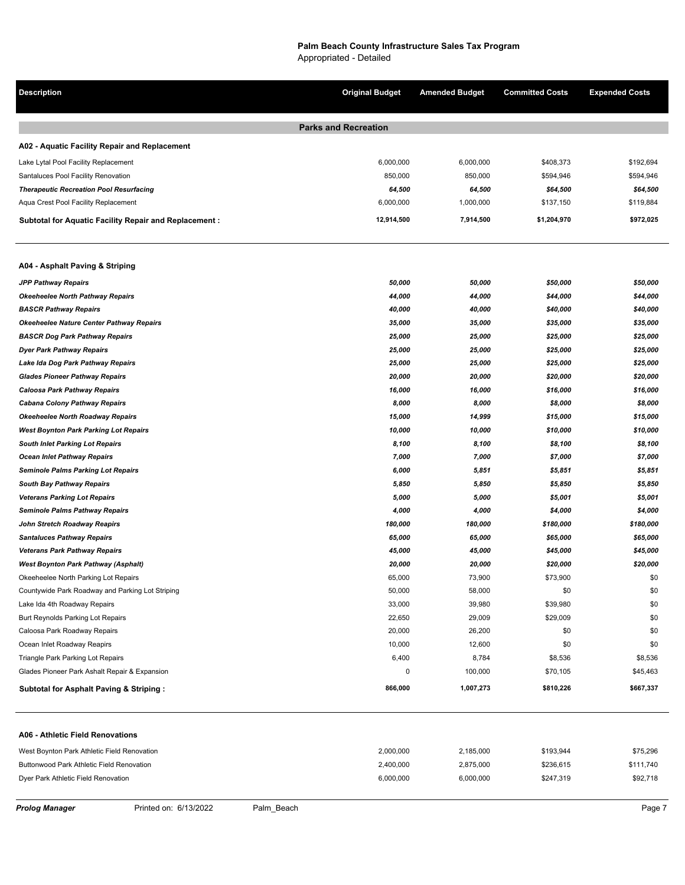**Palm Beach County Infrastructure Sales Tax Program**
Appropriated - Detailed

| Description | Original Budget | Amended Budget | Committed Costs | Expended Costs |
|---|---|---|---|---|
| **Parks and Recreation** | | | | |
| **A02 - Aquatic Facility Repair and Replacement** | | | | |
| Lake Lytal Pool Facility Replacement | 6,000,000 | 6,000,000 | $408,373 | $192,694 |
| Santaluces Pool Facility Renovation | 850,000 | 850,000 | $594,946 | $594,946 |
| ***Therapeutic Recreation Pool Resurfacing*** | ***64,500*** | ***64,500*** | ***$64,500*** | ***$64,500*** |
| Aqua Crest Pool Facility Replacement | 6,000,000 | 1,000,000 | $137,150 | $119,884 |
| **Subtotal for Aquatic Facility Repair and Replacement :** | **12,914,500** | **7,914,500** | **$1,204,970** | **$972,025** |
| **A04 - Asphalt Paving & Striping** | | | | |
| ***JPP Pathway Repairs*** | ***50,000*** | ***50,000*** | ***$50,000*** | ***$50,000*** |
| ***Okeeheelee North Pathway Repairs*** | ***44,000*** | ***44,000*** | ***$44,000*** | ***$44,000*** |
| ***BASCR Pathway Repairs*** | ***40,000*** | ***40,000*** | ***$40,000*** | ***$40,000*** |
| ***Okeeheelee Nature Center Pathway Repairs*** | ***35,000*** | ***35,000*** | ***$35,000*** | ***$35,000*** |
| ***BASCR Dog Park Pathway Repairs*** | ***25,000*** | ***25,000*** | ***$25,000*** | ***$25,000*** |
| ***Dyer Park Pathway Repairs*** | ***25,000*** | ***25,000*** | ***$25,000*** | ***$25,000*** |
| ***Lake Ida Dog Park Pathway Repairs*** | ***25,000*** | ***25,000*** | ***$25,000*** | ***$25,000*** |
| ***Glades Pioneer Pathway Repairs*** | ***20,000*** | ***20,000*** | ***$20,000*** | ***$20,000*** |
| ***Caloosa Park Pathway Repairs*** | ***16,000*** | ***16,000*** | ***$16,000*** | ***$16,000*** |
| ***Cabana Colony Pathway Repairs*** | ***8,000*** | ***8,000*** | ***$8,000*** | ***$8,000*** |
| ***Okeeheelee North Roadway Repairs*** | ***15,000*** | ***14,999*** | ***$15,000*** | ***$15,000*** |
| ***West Boynton Park Parking Lot Repairs*** | ***10,000*** | ***10,000*** | ***$10,000*** | ***$10,000*** |
| ***South Inlet Parking Lot Repairs*** | ***8,100*** | ***8,100*** | ***$8,100*** | ***$8,100*** |
| ***Ocean Inlet Pathway Repairs*** | ***7,000*** | ***7,000*** | ***$7,000*** | ***$7,000*** |
| ***Seminole Palms Parking Lot Repairs*** | ***6,000*** | ***5,851*** | ***$5,851*** | ***$5,851*** |
| ***South Bay Pathway Repairs*** | ***5,850*** | ***5,850*** | ***$5,850*** | ***$5,850*** |
| ***Veterans Parking Lot Repairs*** | ***5,000*** | ***5,000*** | ***$5,001*** | ***$5,001*** |
| ***Seminole Palms Pathway Repairs*** | ***4,000*** | ***4,000*** | ***$4,000*** | ***$4,000*** |
| ***John Stretch Roadway Reapirs*** | ***180,000*** | ***180,000*** | ***$180,000*** | ***$180,000*** |
| ***Santaluces Pathway Repairs*** | ***65,000*** | ***65,000*** | ***$65,000*** | ***$65,000*** |
| ***Veterans Park Pathway Repairs*** | ***45,000*** | ***45,000*** | ***$45,000*** | ***$45,000*** |
| ***West Boynton Park Pathway (Asphalt)*** | ***20,000*** | ***20,000*** | ***$20,000*** | ***$20,000*** |
| Okeeheelee North Parking Lot Repairs | 65,000 | 73,900 | $73,900 | $0 |
| Countywide Park Roadway and Parking Lot Striping | 50,000 | 58,000 | $0 | $0 |
| Lake Ida 4th Roadway Repairs | 33,000 | 39,980 | $39,980 | $0 |
| Burt Reynolds Parking Lot Repairs | 22,650 | 29,009 | $29,009 | $0 |
| Caloosa Park Roadway Repairs | 20,000 | 26,200 | $0 | $0 |
| Ocean Inlet Roadway Reapirs | 10,000 | 12,600 | $0 | $0 |
| Triangle Park Parking Lot Repairs | 6,400 | 8,784 | $8,536 | $8,536 |
| Glades Pioneer Park Ashalt Repair & Expansion | 0 | 100,000 | $70,105 | $45,463 |
| **Subtotal for Asphalt Paving & Striping :** | **866,000** | **1,007,273** | **$810,226** | **$667,337** |
| **A06 - Athletic Field Renovations** | | | | |
| West Boynton Park Athletic Field Renovation | 2,000,000 | 2,185,000 | $193,944 | $75,296 |
| Buttonwood Park Athletic Field Renovation | 2,400,000 | 2,875,000 | $236,615 | $111,740 |
| Dyer Park Athletic Field Renovation | 6,000,000 | 6,000,000 | $247,319 | $92,718 |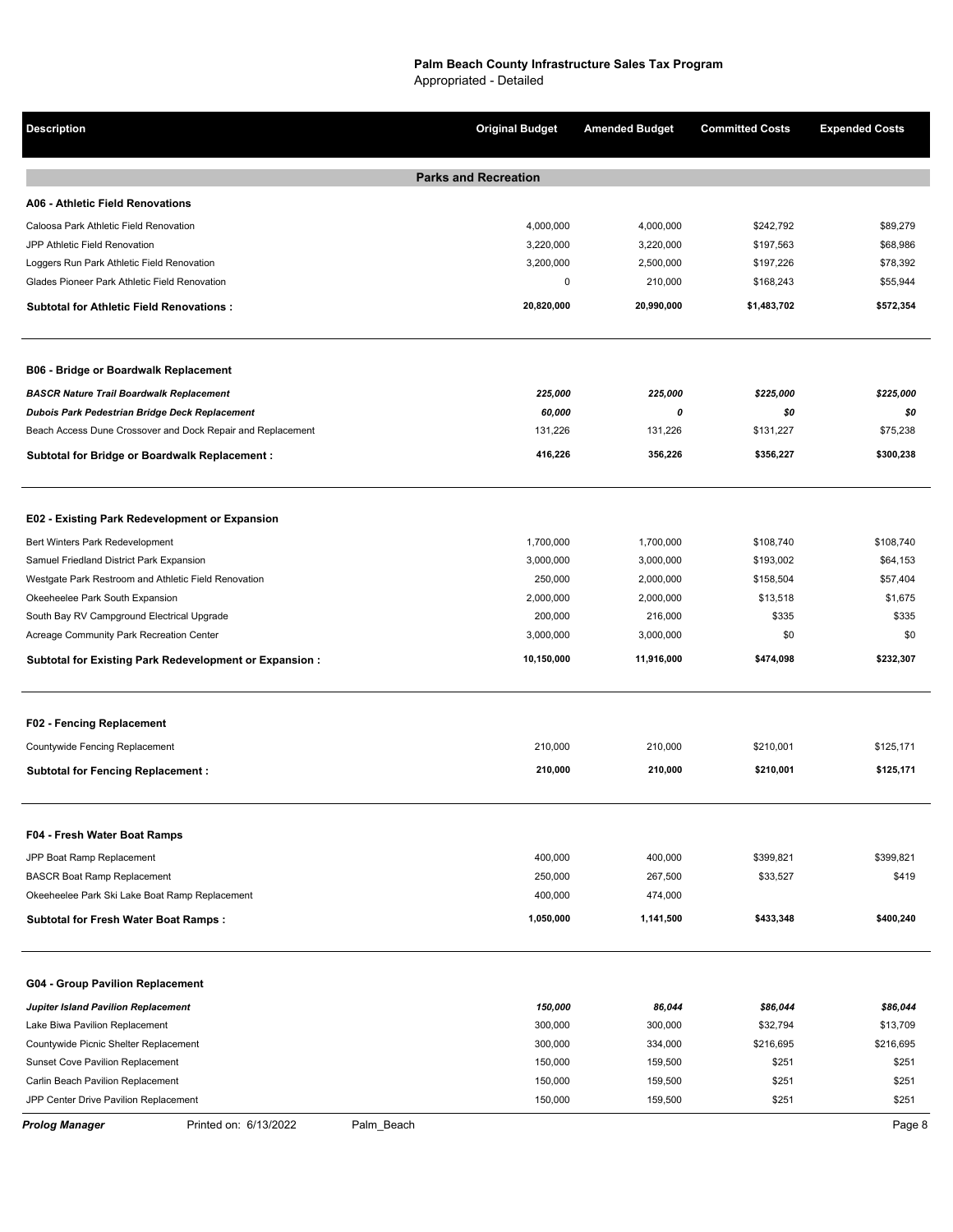**Palm Beach County Infrastructure Sales Tax Program**
Appropriated - Detailed

| Description | Original Budget | Amended Budget | Committed Costs | Expended Costs |
|---|---|---|---|---|
| **Parks and Recreation** | | | | |
| **A06 - Athletic Field Renovations** | | | | |
| Caloosa Park Athletic Field Renovation | 4,000,000 | 4,000,000 | $242,792 | $89,279 |
| JPP Athletic Field Renovation | 3,220,000 | 3,220,000 | $197,563 | $68,986 |
| Loggers Run Park Athletic Field Renovation | 3,200,000 | 2,500,000 | $197,226 | $78,392 |
| Glades Pioneer Park Athletic Field Renovation | 0 | 210,000 | $168,243 | $55,944 |
| **Subtotal for Athletic Field Renovations :** | **20,820,000** | **20,990,000** | **$1,483,702** | **$572,354** |
| **B06 - Bridge or Boardwalk Replacement** | | | | |
| ***BASCR Nature Trail Boardwalk Replacement*** | ***225,000*** | ***225,000*** | ***$225,000*** | ***$225,000*** |
| ***Dubois Park Pedestrian Bridge Deck Replacement*** | ***60,000*** | ***0*** | ***$0*** | ***$0*** |
| Beach Access Dune Crossover and Dock Repair and Replacement | 131,226 | 131,226 | $131,227 | $75,238 |
| **Subtotal for Bridge or Boardwalk Replacement :** | **416,226** | **356,226** | **$356,227** | **$300,238** |
| **E02 - Existing Park Redevelopment or Expansion** | | | | |
| Bert Winters Park Redevelopment | 1,700,000 | 1,700,000 | $108,740 | $108,740 |
| Samuel Friedland District Park Expansion | 3,000,000 | 3,000,000 | $193,002 | $64,153 |
| Westgate Park Restroom and Athletic Field Renovation | 250,000 | 2,000,000 | $158,504 | $57,404 |
| Okeeheelee Park South Expansion | 2,000,000 | 2,000,000 | $13,518 | $1,675 |
| South Bay RV Campground Electrical Upgrade | 200,000 | 216,000 | $335 | $335 |
| Acreage Community Park Recreation Center | 3,000,000 | 3,000,000 | $0 | $0 |
| **Subtotal for Existing Park Redevelopment or Expansion :** | **10,150,000** | **11,916,000** | **$474,098** | **$232,307** |
| **F02 - Fencing Replacement** | | | | |
| Countywide Fencing Replacement | 210,000 | 210,000 | $210,001 | $125,171 |
| **Subtotal for Fencing Replacement :** | **210,000** | **210,000** | **$210,001** | **$125,171** |
| **F04 - Fresh Water Boat Ramps** | | | | |
| JPP Boat Ramp Replacement | 400,000 | 400,000 | $399,821 | $399,821 |
| BASCR Boat Ramp Replacement | 250,000 | 267,500 | $33,527 | $419 |
| Okeeheelee Park Ski Lake Boat Ramp Replacement | 400,000 | 474,000 | | |
| **Subtotal for Fresh Water Boat Ramps :** | **1,050,000** | **1,141,500** | **$433,348** | **$400,240** |
| **G04 - Group Pavilion Replacement** | | | | |
| ***Jupiter Island Pavilion Replacement*** | ***150,000*** | ***86,044*** | ***$86,044*** | ***$86,044*** |
| Lake Biwa Pavilion Replacement | 300,000 | 300,000 | $32,794 | $13,709 |
| Countywide Picnic Shelter Replacement | 300,000 | 334,000 | $216,695 | $216,695 |
| Sunset Cove Pavilion Replacement | 150,000 | 159,500 | $251 | $251 |
| Carlin Beach Pavilion Replacement | 150,000 | 159,500 | $251 | $251 |
| JPP Center Drive Pavilion Replacement | 150,000 | 159,500 | $251 | $251 |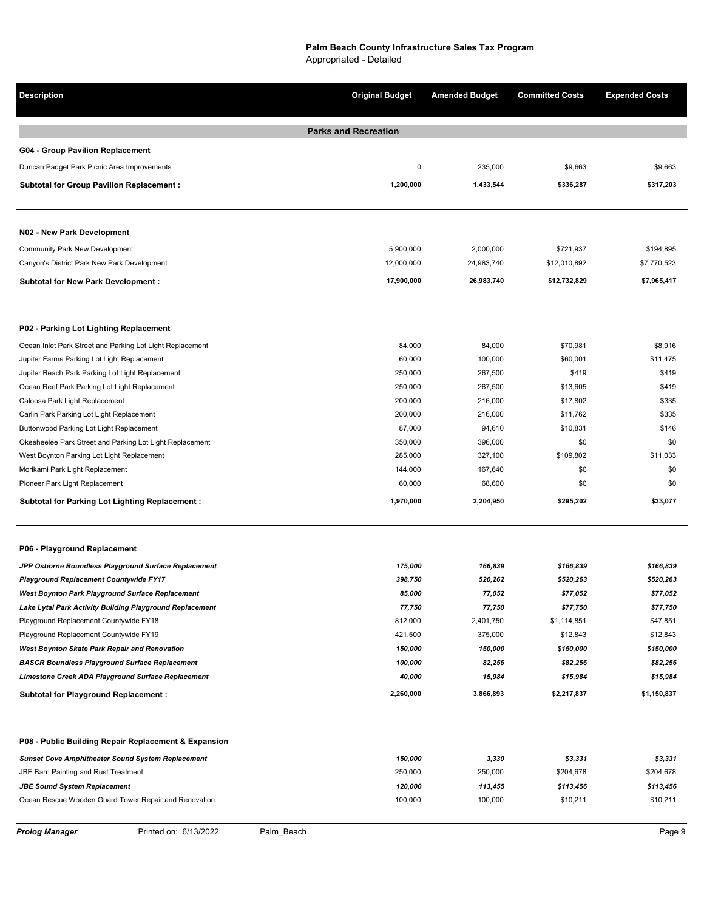**Palm Beach County Infrastructure Sales Tax Program**
Appropriated - Detailed

| Description | Original Budget | Amended Budget | Committed Costs | Expended Costs |
|---|---|---|---|---|
| **Parks and Recreation** | | | | |
| **G04 - Group Pavilion Replacement** | | | | |
| Duncan Padget Park Picnic Area Improvements | 0 | 235,000 | $9,663 | $9,663 |
| **Subtotal for Group Pavilion Replacement :** | **1,200,000** | **1,433,544** | **$336,287** | **$317,203** |
| **N02 - New Park Development** | | | | |
| Community Park New Development | 5,900,000 | 2,000,000 | $721,937 | $194,895 |
| Canyon's District Park New Park Development | 12,000,000 | 24,983,740 | $12,010,892 | $7,770,523 |
| **Subtotal for New Park Development :** | **17,900,000** | **26,983,740** | **$12,732,829** | **$7,965,417** |
| **P02 - Parking Lot Lighting Replacement** | | | | |
| Ocean Inlet Park Street and Parking Lot Light Replacement | 84,000 | 84,000 | $70,981 | $8,916 |
| Jupiter Farms Parking Lot Light Replacement | 60,000 | 100,000 | $60,001 | $11,475 |
| Jupiter Beach Park Parking Lot Light Replacement | 250,000 | 267,500 | $419 | $419 |
| Ocean Reef Park Parking Lot Light Replacement | 250,000 | 267,500 | $13,605 | $419 |
| Caloosa Park Light Replacement | 200,000 | 216,000 | $17,802 | $335 |
| Carlin Park Parking Lot Light Replacement | 200,000 | 216,000 | $11,762 | $335 |
| Buttonwood Parking Lot Light Replacement | 87,000 | 94,610 | $10,831 | $146 |
| Okeeheelee Park Street and Parking Lot Light Replacement | 350,000 | 396,000 | $0 | $0 |
| West Boynton Parking Lot Light Replacement | 285,000 | 327,100 | $109,802 | $11,033 |
| Morikami Park Light Replacement | 144,000 | 167,640 | $0 | $0 |
| Pioneer Park Light Replacement | 60,000 | 68,600 | $0 | $0 |
| **Subtotal for Parking Lot Lighting Replacement :** | **1,970,000** | **2,204,950** | **$295,202** | **$33,077** |
| **P06 - Playground Replacement** | | | | |
| ***JPP Osborne Boundless Playground Surface Replacement*** | ***175,000*** | ***166,839*** | ***$166,839*** | ***$166,839*** |
| ***Playground Replacement Countywide FY17*** | ***398,750*** | ***520,262*** | ***$520,263*** | ***$520,263*** |
| ***West Boynton Park Playground Surface Replacement*** | ***85,000*** | ***77,052*** | ***$77,052*** | ***$77,052*** |
| ***Lake Lytal Park Activity Building Playground Replacement*** | ***77,750*** | ***77,750*** | ***$77,750*** | ***$77,750*** |
| Playground Replacement Countywide FY18 | 812,000 | 2,401,750 | $1,114,851 | $47,851 |
| Playground Replacement Countywide FY19 | 421,500 | 375,000 | $12,843 | $12,843 |
| ***West Boynton Skate Park Repair and Renovation*** | ***150,000*** | ***150,000*** | ***$150,000*** | ***$150,000*** |
| ***BASCR Boundless Playground Surface Replacement*** | ***100,000*** | ***82,256*** | ***$82,256*** | ***$82,256*** |
| ***Limestone Creek ADA Playground Surface Replacement*** | ***40,000*** | ***15,984*** | ***$15,984*** | ***$15,984*** |
| **Subtotal for Playground Replacement :** | **2,260,000** | **3,866,893** | **$2,217,837** | **$1,150,837** |
| **P08 - Public Building Repair Replacement & Expansion** | | | | |
| ***Sunset Cove Amphitheater Sound System Replacement*** | ***150,000*** | ***3,330*** | ***$3,331*** | ***$3,331*** |
| JBE Barn Painting and Rust Treatment | 250,000 | 250,000 | $204,678 | $204,678 |
| ***JBE Sound System Replacement*** | ***120,000*** | ***113,455*** | ***$113,456*** | ***$113,456*** |
| Ocean Rescue Wooden Guard Tower Repair and Renovation | 100,000 | 100,000 | $10,211 | $10,211 |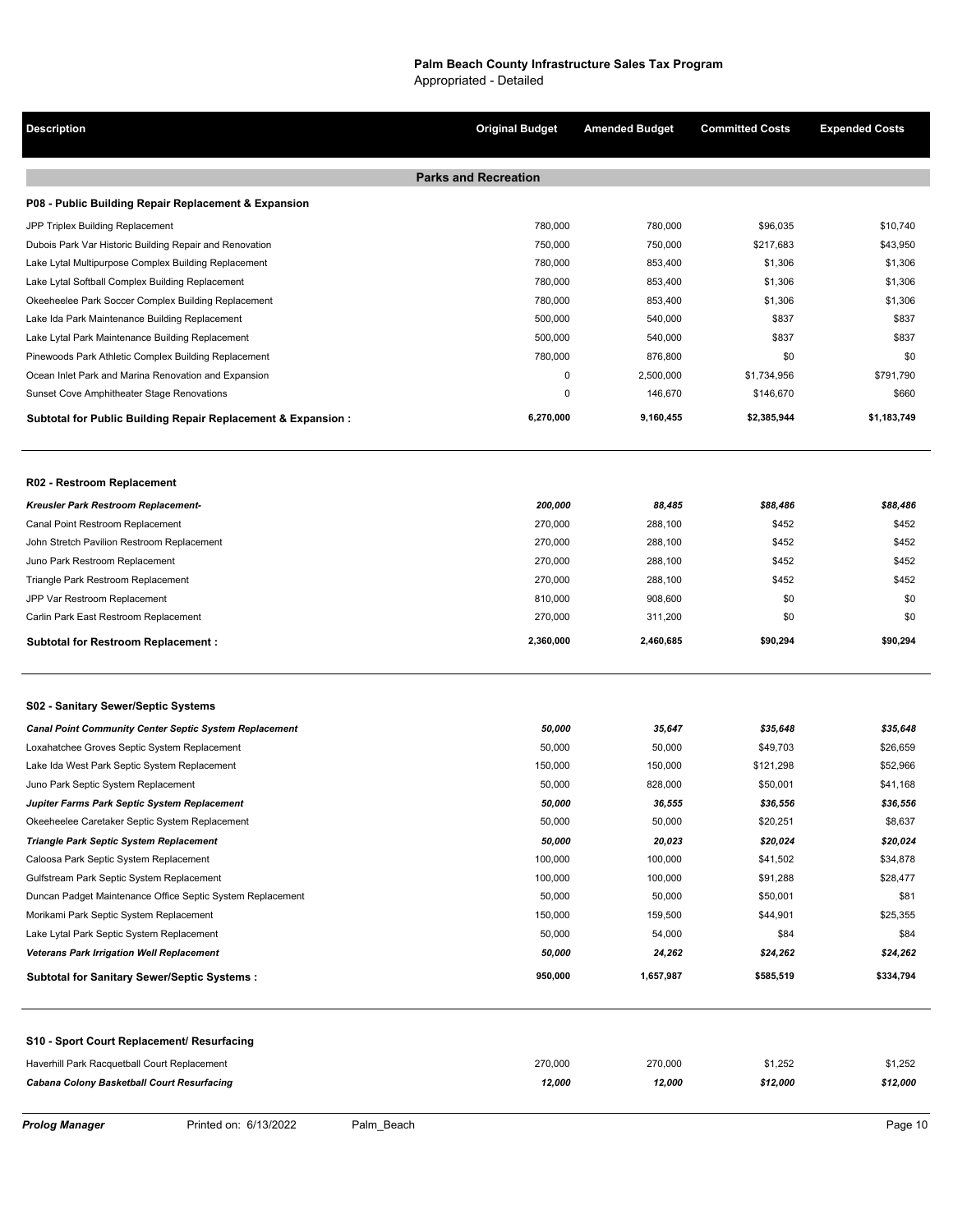**Palm Beach County Infrastructure Sales Tax Program**
Appropriated - Detailed

| Description | Original Budget | Amended Budget | Committed Costs | Expended Costs |
|---|---|---|---|---|
| **Parks and Recreation** | | | | |
| **P08 - Public Building Repair Replacement & Expansion** | | | | |
| JPP Triplex Building Replacement | 780,000 | 780,000 | $96,035 | $10,740 |
| Dubois Park Var Historic Building Repair and Renovation | 750,000 | 750,000 | $217,683 | $43,950 |
| Lake Lytal Multipurpose Complex Building Replacement | 780,000 | 853,400 | $1,306 | $1,306 |
| Lake Lytal Softball Complex Building Replacement | 780,000 | 853,400 | $1,306 | $1,306 |
| Okeeheelee Park Soccer Complex Building Replacement | 780,000 | 853,400 | $1,306 | $1,306 |
| Lake Ida Park Maintenance Building Replacement | 500,000 | 540,000 | $837 | $837 |
| Lake Lytal Park Maintenance Building Replacement | 500,000 | 540,000 | $837 | $837 |
| Pinewoods Park Athletic Complex Building Replacement | 780,000 | 876,800 | $0 | $0 |
| Ocean Inlet Park and Marina Renovation and Expansion | 0 | 2,500,000 | $1,734,956 | $791,790 |
| Sunset Cove Amphitheater Stage Renovations | 0 | 146,670 | $146,670 | $660 |
| **Subtotal for Public Building Repair Replacement & Expansion :** | **6,270,000** | **9,160,455** | **$2,385,944** | **$1,183,749** |
| **R02 - Restroom Replacement** | | | | |
| ***Kreusler Park Restroom Replacement-*** | ***200,000*** | ***88,485*** | ***$88,486*** | ***$88,486*** |
| Canal Point Restroom Replacement | 270,000 | 288,100 | $452 | $452 |
| John Stretch Pavilion Restroom Replacement | 270,000 | 288,100 | $452 | $452 |
| Juno Park Restroom Replacement | 270,000 | 288,100 | $452 | $452 |
| Triangle Park Restroom Replacement | 270,000 | 288,100 | $452 | $452 |
| JPP Var Restroom Replacement | 810,000 | 908,600 | $0 | $0 |
| Carlin Park East Restroom Replacement | 270,000 | 311,200 | $0 | $0 |
| **Subtotal for Restroom Replacement :** | **2,360,000** | **2,460,685** | **$90,294** | **$90,294** |
| **S02 - Sanitary Sewer/Septic Systems** | | | | |
| ***Canal Point Community Center Septic System Replacement*** | ***50,000*** | ***35,647*** | ***$35,648*** | ***$35,648*** |
| Loxahatchee Groves Septic System Replacement | 50,000 | 50,000 | $49,703 | $26,659 |
| Lake Ida West Park Septic System Replacement | 150,000 | 150,000 | $121,298 | $52,966 |
| Juno Park Septic System Replacement | 50,000 | 828,000 | $50,001 | $41,168 |
| ***Jupiter Farms Park Septic System Replacement*** | ***50,000*** | ***36,555*** | ***$36,556*** | ***$36,556*** |
| Okeeheelee Caretaker Septic System Replacement | 50,000 | 50,000 | $20,251 | $8,637 |
| ***Triangle Park Septic System Replacement*** | ***50,000*** | ***20,023*** | ***$20,024*** | ***$20,024*** |
| Caloosa Park Septic System Replacement | 100,000 | 100,000 | $41,502 | $34,878 |
| Gulfstream Park Septic System Replacement | 100,000 | 100,000 | $91,288 | $28,477 |
| Duncan Padget Maintenance Office Septic System Replacement | 50,000 | 50,000 | $50,001 | $81 |
| Morikami Park Septic System Replacement | 150,000 | 159,500 | $44,901 | $25,355 |
| Lake Lytal Park Septic System Replacement | 50,000 | 54,000 | $84 | $84 |
| ***Veterans Park Irrigation Well Replacement*** | ***50,000*** | ***24,262*** | ***$24,262*** | ***$24,262*** |
| **Subtotal for Sanitary Sewer/Septic Systems :** | **950,000** | **1,657,987** | **$585,519** | **$334,794** |
| **S10 - Sport Court Replacement/ Resurfacing** | | | | |
| Haverhill Park Racquetball Court Replacement | 270,000 | 270,000 | $1,252 | $1,252 |
| ***Cabana Colony Basketball Court Resurfacing*** | ***12,000*** | ***12,000*** | ***$12,000*** | ***$12,000*** |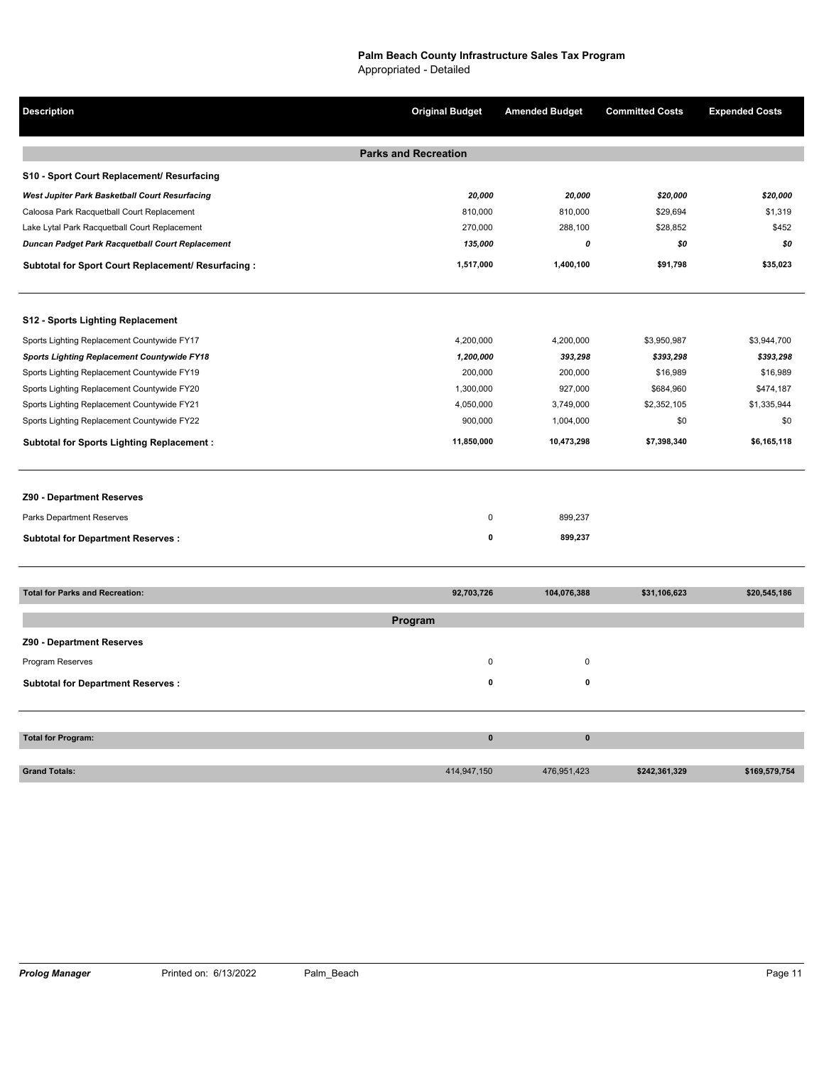**Palm Beach County Infrastructure Sales Tax Program**
Appropriated - Detailed

| Description | Original Budget | Amended Budget | Committed Costs | Expended Costs |
|---|---|---|---|---|
| **Parks and Recreation** | | | | |
| **S10 - Sport Court Replacement/ Resurfacing** | | | | |
| ***West Jupiter Park Basketball Court Resurfacing*** | ***20,000*** | ***20,000*** | ***$20,000*** | ***$20,000*** |
| Caloosa Park Racquetball Court Replacement | 810,000 | 810,000 | $29,694 | $1,319 |
| Lake Lytal Park Racquetball Court Replacement | 270,000 | 288,100 | $28,852 | $452 |
| ***Duncan Padget Park Racquetball Court Replacement*** | ***135,000*** | ***0*** | ***$0*** | ***$0*** |
| **Subtotal for Sport Court Replacement/ Resurfacing :** | **1,517,000** | **1,400,100** | **$91,798** | **$35,023** |
| **S12 - Sports Lighting Replacement** | | | | |
| Sports Lighting Replacement Countywide FY17 | 4,200,000 | 4,200,000 | $3,950,987 | $3,944,700 |
| ***Sports Lighting Replacement Countywide FY18*** | ***1,200,000*** | ***393,298*** | ***$393,298*** | ***$393,298*** |
| Sports Lighting Replacement Countywide FY19 | 200,000 | 200,000 | $16,989 | $16,989 |
| Sports Lighting Replacement Countywide FY20 | 1,300,000 | 927,000 | $684,960 | $474,187 |
| Sports Lighting Replacement Countywide FY21 | 4,050,000 | 3,749,000 | $2,352,105 | $1,335,944 |
| Sports Lighting Replacement Countywide FY22 | 900,000 | 1,004,000 | $0 | $0 |
| **Subtotal for Sports Lighting Replacement :** | **11,850,000** | **10,473,298** | **$7,398,340** | **$6,165,118** |
| **Z90 - Department Reserves** | | | | |
| Parks Department Reserves | 0 | 899,237 | | |
| **Subtotal for Department Reserves :** | **0** | **899,237** | | |
| **Total for Parks and Recreation:** | **92,703,726** | **104,076,388** | **$31,106,623** | **$20,545,186** |
| **Program** | | | | |
| **Z90 - Department Reserves** | | | | |
| Program Reserves | 0 | 0 | | |
| **Subtotal for Department Reserves :** | **0** | **0** | | |
| **Total for Program:** | **0** | **0** | | |
| **Grand Totals:** | 414,947,150 | 476,951,423 | **$242,361,329** | **$169,579,754** |

**Prolog Manager** Printed on: 6/13/2022 Palm_Beach